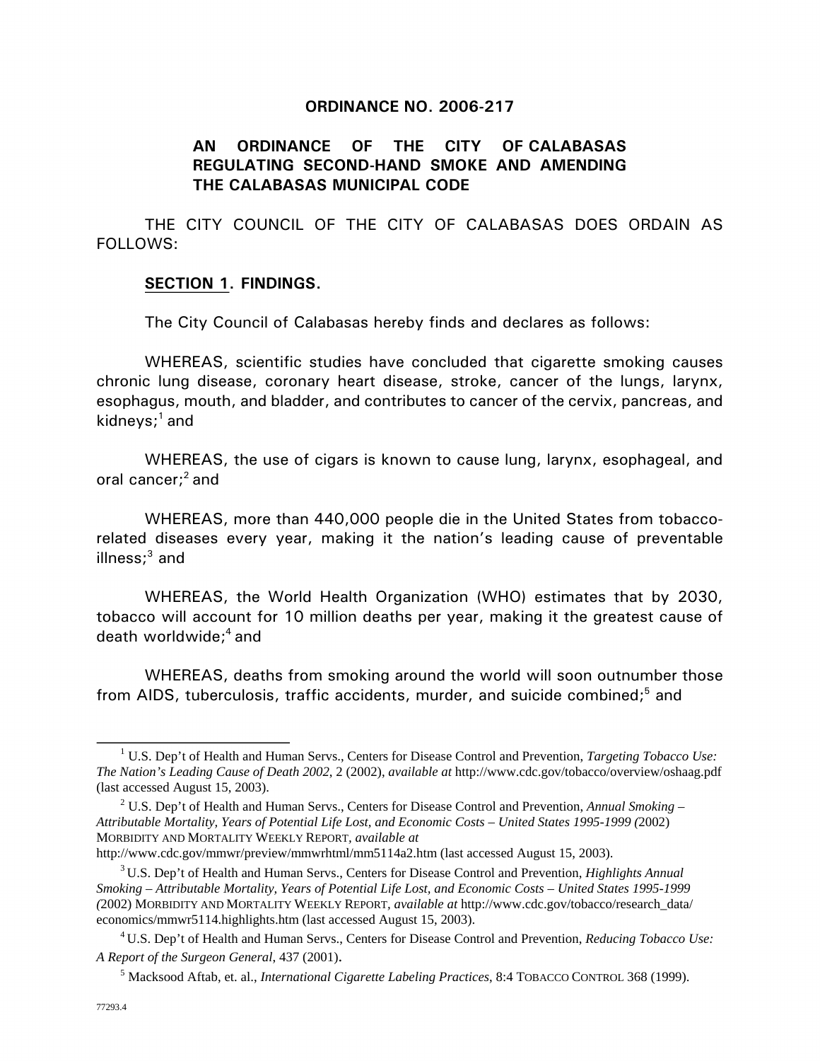# ORDINANCE NO. 2006-217

## AN ORDINANCE OF THE CITY OF CALABASAS REGULATING SECOND-HAND SMOKE AND AMENDING THE CALABASAS MUNICIPAL CODE

THE CITY COUNCIL OF THE CITY OF CALABASAS DOES ORDAIN AS FOLLOWS:

**SECTION 1. FINDINGS.**

The City Council of Calabasas hereby finds and declares as follows:

WHEREAS, scientific studies have concluded that cigarette smoking causes chronic lung disease, coronary heart disease, stroke, cancer of the lungs, larynx, esophagus, mouth, and bladder, and contributes to cancer of the cervix, pancreas, and kidneys;[1] and

WHEREAS, the use of cigars is known to cause lung, larynx, esophageal, and oral cancer;[2] and

WHEREAS, more than 440,000 people die in the United States from tobacco-related diseases every year, making it the nation's leading cause of preventable illness;[3] and

WHEREAS, the World Health Organization (WHO) estimates that by 2030, tobacco will account for 10 million deaths per year, making it the greatest cause of death worldwide;[4] and

WHEREAS, deaths from smoking around the world will soon outnumber those from AIDS, tuberculosis, traffic accidents, murder, and suicide combined;[5] and

---

[1] U.S. Dep't of Health and Human Servs., Centers for Disease Control and Prevention, *Targeting Tobacco Use: The Nation's Leading Cause of Death 2002*, 2 (2002), *available at* http://www.cdc.gov/tobacco/overview/oshaag.pdf (last accessed August 15, 2003).

[2] U.S. Dep't of Health and Human Servs., Centers for Disease Control and Prevention, *Annual Smoking – Attributable Mortality, Years of Potential Life Lost, and Economic Costs – United States 1995-1999 (*2002) MORBIDITY AND MORTALITY WEEKLY REPORT, *available at* http://www.cdc.gov/mmwr/preview/mmwrhtml/mm5114a2.htm (last accessed August 15, 2003).

[3] U.S. Dep't of Health and Human Servs., Centers for Disease Control and Prevention, *Highlights Annual Smoking – Attributable Mortality, Years of Potential Life Lost, and Economic Costs – United States 1995-1999 (*2002) MORBIDITY AND MORTALITY WEEKLY REPORT, *available at* http://www.cdc.gov/tobacco/research_data/economics/mmwr5114.highlights.htm (last accessed August 15, 2003).

[4] U.S. Dep't of Health and Human Servs., Centers for Disease Control and Prevention, *Reducing Tobacco Use: A Report of the Surgeon General*, 437 (2001).

[5] Macksood Aftab, et. al., *International Cigarette Labeling Practices*, 8:4 TOBACCO CONTROL 368 (1999).

77293.4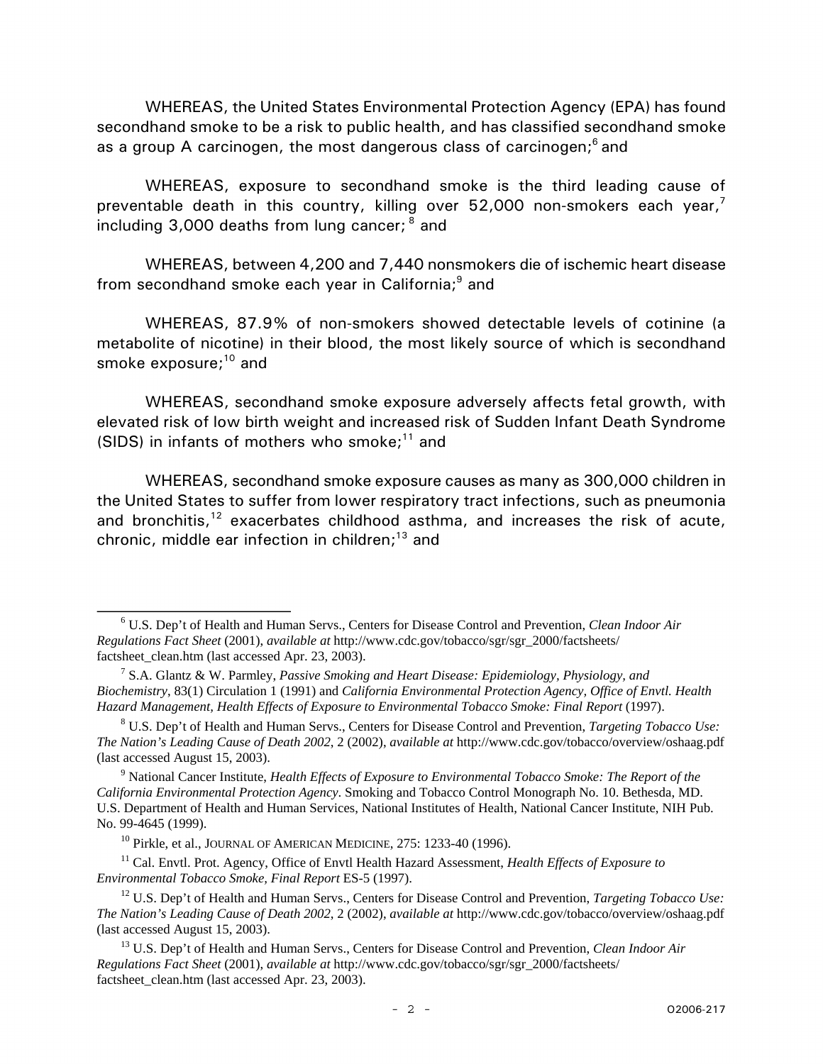WHEREAS, the United States Environmental Protection Agency (EPA) has found secondhand smoke to be a risk to public health, and has classified secondhand smoke as a group A carcinogen, the most dangerous class of carcinogen;[6] and

WHEREAS, exposure to secondhand smoke is the third leading cause of preventable death in this country, killing over 52,000 non-smokers each year,[7] including 3,000 deaths from lung cancer; [8] and

WHEREAS, between 4,200 and 7,440 nonsmokers die of ischemic heart disease from secondhand smoke each year in California;[9] and

WHEREAS, 87.9% of non-smokers showed detectable levels of cotinine (a metabolite of nicotine) in their blood, the most likely source of which is secondhand smoke exposure;[10] and

WHEREAS, secondhand smoke exposure adversely affects fetal growth, with elevated risk of low birth weight and increased risk of Sudden Infant Death Syndrome (SIDS) in infants of mothers who smoke;[11] and

WHEREAS, secondhand smoke exposure causes as many as 300,000 children in the United States to suffer from lower respiratory tract infections, such as pneumonia and bronchitis,[12] exacerbates childhood asthma, and increases the risk of acute, chronic, middle ear infection in children;[13] and

---

[6] U.S. Dep't of Health and Human Servs., Centers for Disease Control and Prevention, *Clean Indoor Air Regulations Fact Sheet* (2001), *available at* http://www.cdc.gov/tobacco/sgr/sgr_2000/factsheets/factsheet_clean.htm (last accessed Apr. 23, 2003).

[7] S.A. Glantz & W. Parmley, *Passive Smoking and Heart Disease: Epidemiology, Physiology, and Biochemistry*, 83(1) Circulation 1 (1991) and *California Environmental Protection Agency, Office of Envtl. Health Hazard Management, Health Effects of Exposure to Environmental Tobacco Smoke: Final Report* (1997).

[8] U.S. Dep't of Health and Human Servs., Centers for Disease Control and Prevention, *Targeting Tobacco Use: The Nation's Leading Cause of Death 2002*, 2 (2002), *available at* http://www.cdc.gov/tobacco/overview/oshaag.pdf (last accessed August 15, 2003).

[9] National Cancer Institute, *Health Effects of Exposure to Environmental Tobacco Smoke: The Report of the California Environmental Protection Agency*. Smoking and Tobacco Control Monograph No. 10. Bethesda, MD. U.S. Department of Health and Human Services, National Institutes of Health, National Cancer Institute, NIH Pub. No. 99-4645 (1999).

[10] Pirkle, et al., JOURNAL OF AMERICAN MEDICINE, 275: 1233-40 (1996).

[11] Cal. Envtl. Prot. Agency, Office of Envtl Health Hazard Assessment, *Health Effects of Exposure to Environmental Tobacco Smoke, Final Report* ES-5 (1997).

[12] U.S. Dep't of Health and Human Servs., Centers for Disease Control and Prevention, *Targeting Tobacco Use: The Nation's Leading Cause of Death 2002*, 2 (2002), *available at* http://www.cdc.gov/tobacco/overview/oshaag.pdf (last accessed August 15, 2003).

[13] U.S. Dep't of Health and Human Servs., Centers for Disease Control and Prevention, *Clean Indoor Air Regulations Fact Sheet* (2001), *available at* http://www.cdc.gov/tobacco/sgr/sgr_2000/factsheets/factsheet_clean.htm (last accessed Apr. 23, 2003).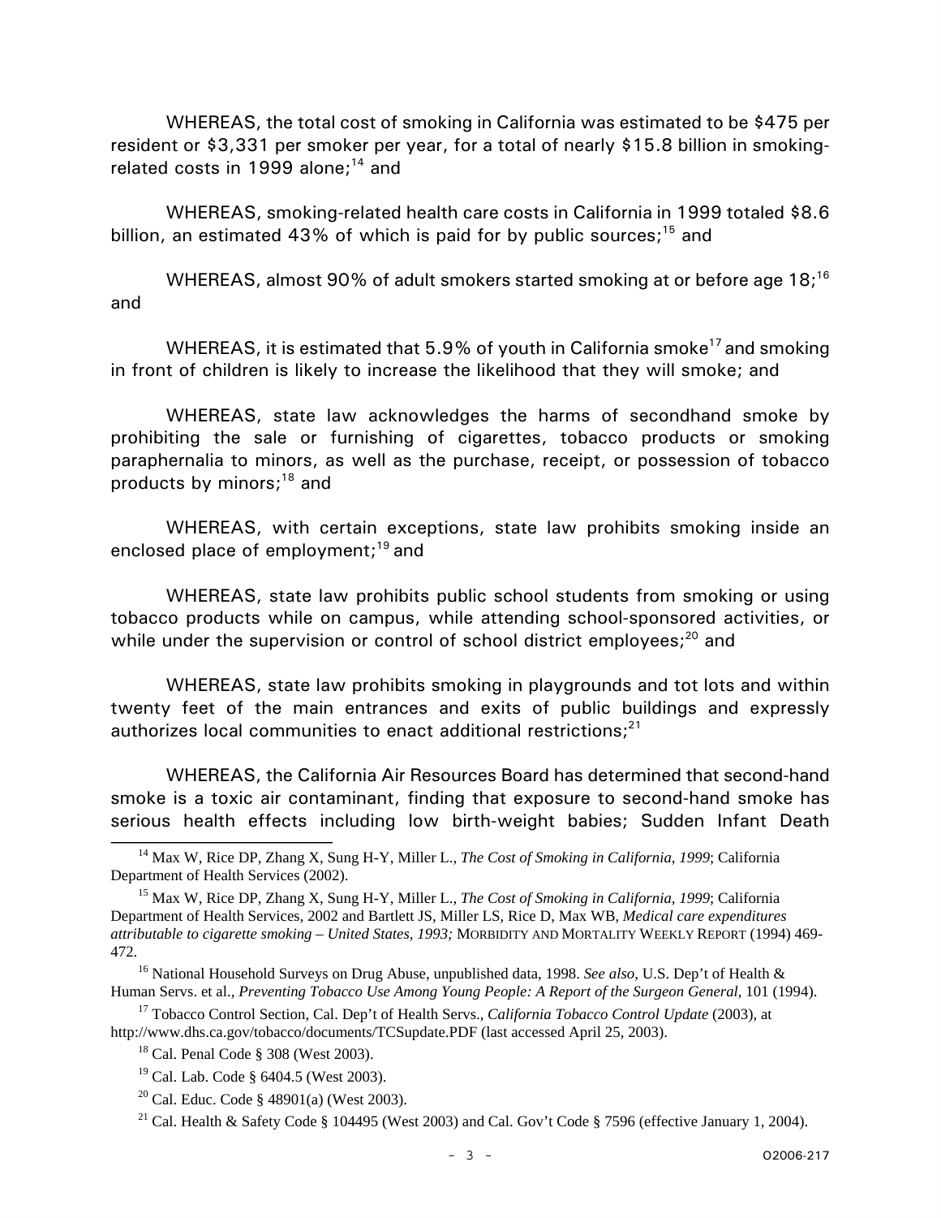WHEREAS, the total cost of smoking in California was estimated to be $475 per resident or $3,331 per smoker per year, for a total of nearly $15.8 billion in smoking-related costs in 1999 alone;[14] and

WHEREAS, smoking-related health care costs in California in 1999 totaled $8.6 billion, an estimated 43% of which is paid for by public sources;[15] and

WHEREAS, almost 90% of adult smokers started smoking at or before age 18;[16] and

WHEREAS, it is estimated that 5.9% of youth in California smoke[17] and smoking in front of children is likely to increase the likelihood that they will smoke; and

WHEREAS, state law acknowledges the harms of secondhand smoke by prohibiting the sale or furnishing of cigarettes, tobacco products or smoking paraphernalia to minors, as well as the purchase, receipt, or possession of tobacco products by minors;[18] and

WHEREAS, with certain exceptions, state law prohibits smoking inside an enclosed place of employment;[19] and

WHEREAS, state law prohibits public school students from smoking or using tobacco products while on campus, while attending school-sponsored activities, or while under the supervision or control of school district employees;[20] and

WHEREAS, state law prohibits smoking in playgrounds and tot lots and within twenty feet of the main entrances and exits of public buildings and expressly authorizes local communities to enact additional restrictions;[21]

WHEREAS, the California Air Resources Board has determined that second-hand smoke is a toxic air contaminant, finding that exposure to second-hand smoke has serious health effects including low birth-weight babies; Sudden Infant Death

---

[14] Max W, Rice DP, Zhang X, Sung H-Y, Miller L., *The Cost of Smoking in California, 1999*; California Department of Health Services (2002).

[15] Max W, Rice DP, Zhang X, Sung H-Y, Miller L., *The Cost of Smoking in California, 1999*; California Department of Health Services, 2002 and Bartlett JS, Miller LS, Rice D, Max WB, *Medical care expenditures attributable to cigarette smoking – United States, 1993;* MORBIDITY AND MORTALITY WEEKLY REPORT (1994) 469-472.

[16] National Household Surveys on Drug Abuse, unpublished data, 1998. *See also*, U.S. Dep't of Health & Human Servs. et al., *Preventing Tobacco Use Among Young People: A Report of the Surgeon General*, 101 (1994).

[17] Tobacco Control Section, Cal. Dep't of Health Servs., *California Tobacco Control Update* (2003), at http://www.dhs.ca.gov/tobacco/documents/TCSupdate.PDF (last accessed April 25, 2003).

[18] Cal. Penal Code § 308 (West 2003).

[19] Cal. Lab. Code § 6404.5 (West 2003).

[20] Cal. Educ. Code § 48901(a) (West 2003).

[21] Cal. Health & Safety Code § 104495 (West 2003) and Cal. Gov't Code § 7596 (effective January 1, 2004).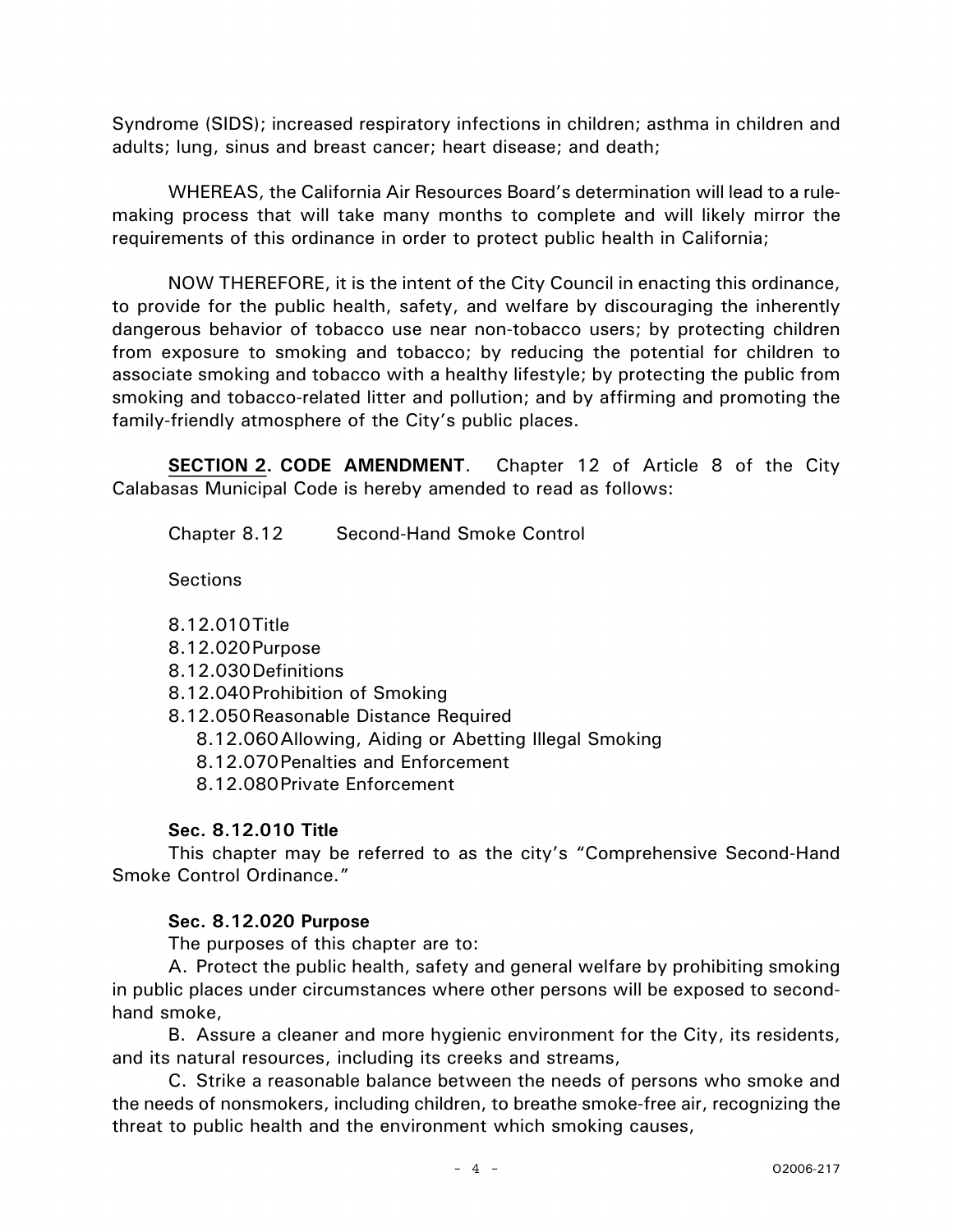Syndrome (SIDS); increased respiratory infections in children; asthma in children and adults; lung, sinus and breast cancer; heart disease; and death;

WHEREAS, the California Air Resources Board's determination will lead to a rule-making process that will take many months to complete and will likely mirror the requirements of this ordinance in order to protect public health in California;

NOW THEREFORE, it is the intent of the City Council in enacting this ordinance, to provide for the public health, safety, and welfare by discouraging the inherently dangerous behavior of tobacco use near non-tobacco users; by protecting children from exposure to smoking and tobacco; by reducing the potential for children to associate smoking and tobacco with a healthy lifestyle; by protecting the public from smoking and tobacco-related litter and pollution; and by affirming and promoting the family-friendly atmosphere of the City's public places.

**SECTION 2. CODE AMENDMENT**. Chapter 12 of Article 8 of the City Calabasas Municipal Code is hereby amended to read as follows:

Chapter 8.12 Second-Hand Smoke Control

Sections

8.12.010 Title
8.12.020 Purpose
8.12.030 Definitions
8.12.040 Prohibition of Smoking
8.12.050 Reasonable Distance Required
8.12.060 Allowing, Aiding or Abetting Illegal Smoking
8.12.070 Penalties and Enforcement
8.12.080 Private Enforcement

**Sec. 8.12.010 Title**

This chapter may be referred to as the city's "Comprehensive Second-Hand Smoke Control Ordinance."

**Sec. 8.12.020 Purpose**

The purposes of this chapter are to:

A. Protect the public health, safety and general welfare by prohibiting smoking in public places under circumstances where other persons will be exposed to second-hand smoke,

B. Assure a cleaner and more hygienic environment for the City, its residents, and its natural resources, including its creeks and streams,

C. Strike a reasonable balance between the needs of persons who smoke and the needs of nonsmokers, including children, to breathe smoke-free air, recognizing the threat to public health and the environment which smoking causes,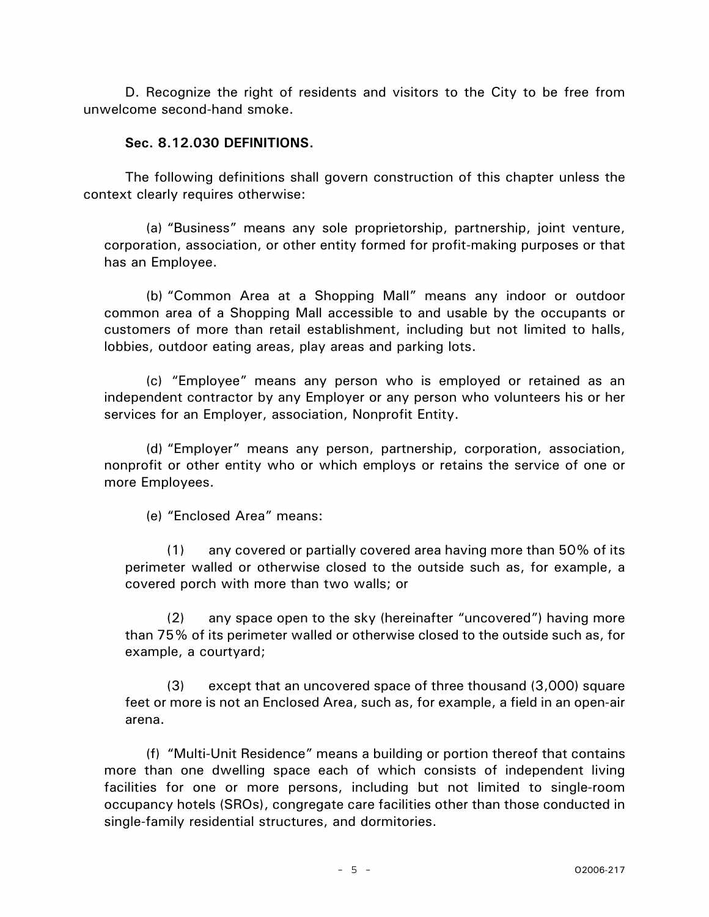D. Recognize the right of residents and visitors to the City to be free from unwelcome second-hand smoke.

**Sec. 8.12.030 DEFINITIONS.**

The following definitions shall govern construction of this chapter unless the context clearly requires otherwise:

(a) “Business” means any sole proprietorship, partnership, joint venture, corporation, association, or other entity formed for profit-making purposes or that has an Employee.

(b) “Common Area at a Shopping Mall” means any indoor or outdoor common area of a Shopping Mall accessible to and usable by the occupants or customers of more than retail establishment, including but not limited to halls, lobbies, outdoor eating areas, play areas and parking lots.

(c) “Employee” means any person who is employed or retained as an independent contractor by any Employer or any person who volunteers his or her services for an Employer, association, Nonprofit Entity.

(d) “Employer” means any person, partnership, corporation, association, nonprofit or other entity who or which employs or retains the service of one or more Employees.

(e) “Enclosed Area” means:

(1) any covered or partially covered area having more than 50% of its perimeter walled or otherwise closed to the outside such as, for example, a covered porch with more than two walls; or

(2) any space open to the sky (hereinafter “uncovered”) having more than 75% of its perimeter walled or otherwise closed to the outside such as, for example, a courtyard;

(3) except that an uncovered space of three thousand (3,000) square feet or more is not an Enclosed Area, such as, for example, a field in an open-air arena.

(f) “Multi-Unit Residence” means a building or portion thereof that contains more than one dwelling space each of which consists of independent living facilities for one or more persons, including but not limited to single-room occupancy hotels (SROs), congregate care facilities other than those conducted in single-family residential structures, and dormitories.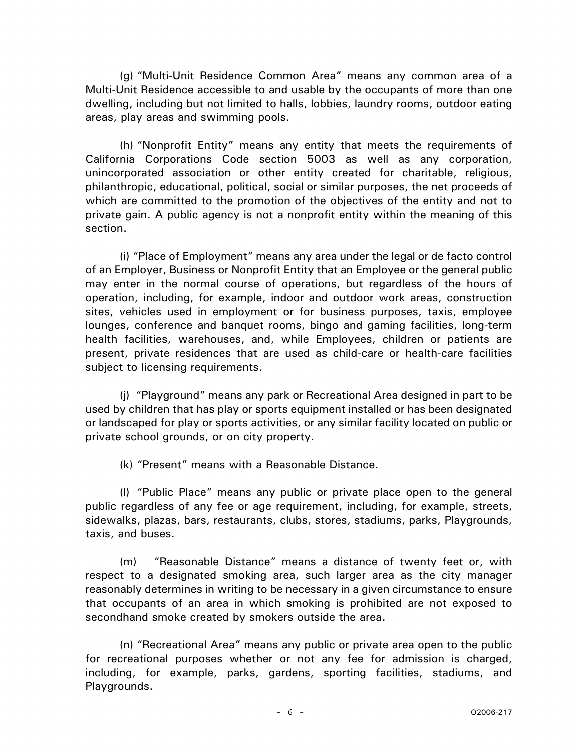(g) "Multi-Unit Residence Common Area" means any common area of a Multi-Unit Residence accessible to and usable by the occupants of more than one dwelling, including but not limited to halls, lobbies, laundry rooms, outdoor eating areas, play areas and swimming pools.

(h) "Nonprofit Entity" means any entity that meets the requirements of California Corporations Code section 5003 as well as any corporation, unincorporated association or other entity created for charitable, religious, philanthropic, educational, political, social or similar purposes, the net proceeds of which are committed to the promotion of the objectives of the entity and not to private gain. A public agency is not a nonprofit entity within the meaning of this section.

(i) "Place of Employment" means any area under the legal or de facto control of an Employer, Business or Nonprofit Entity that an Employee or the general public may enter in the normal course of operations, but regardless of the hours of operation, including, for example, indoor and outdoor work areas, construction sites, vehicles used in employment or for business purposes, taxis, employee lounges, conference and banquet rooms, bingo and gaming facilities, long-term health facilities, warehouses, and, while Employees, children or patients are present, private residences that are used as child-care or health-care facilities subject to licensing requirements.

(j) "Playground" means any park or Recreational Area designed in part to be used by children that has play or sports equipment installed or has been designated or landscaped for play or sports activities, or any similar facility located on public or private school grounds, or on city property.

(k) "Present" means with a Reasonable Distance.

(l) "Public Place" means any public or private place open to the general public regardless of any fee or age requirement, including, for example, streets, sidewalks, plazas, bars, restaurants, clubs, stores, stadiums, parks, Playgrounds, taxis, and buses.

(m) "Reasonable Distance" means a distance of twenty feet or, with respect to a designated smoking area, such larger area as the city manager reasonably determines in writing to be necessary in a given circumstance to ensure that occupants of an area in which smoking is prohibited are not exposed to secondhand smoke created by smokers outside the area.

(n) "Recreational Area" means any public or private area open to the public for recreational purposes whether or not any fee for admission is charged, including, for example, parks, gardens, sporting facilities, stadiums, and Playgrounds.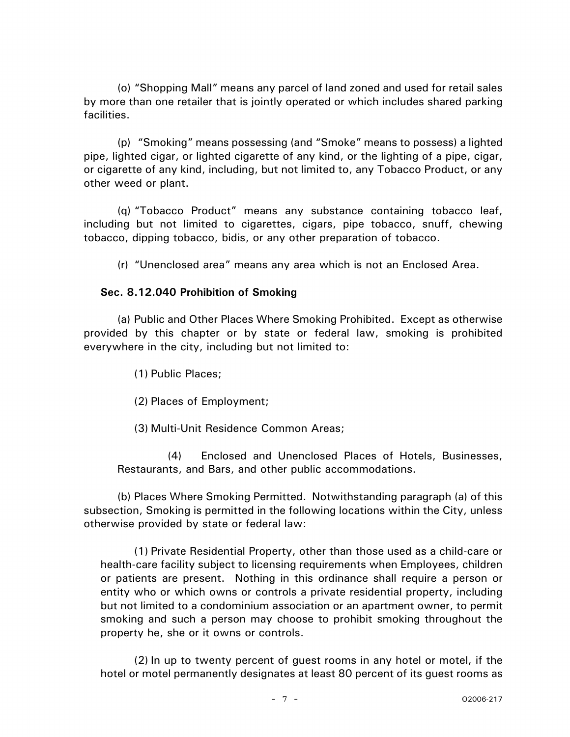(o) “Shopping Mall” means any parcel of land zoned and used for retail sales by more than one retailer that is jointly operated or which includes shared parking facilities.

(p) “Smoking” means possessing (and “Smoke” means to possess) a lighted pipe, lighted cigar, or lighted cigarette of any kind, or the lighting of a pipe, cigar, or cigarette of any kind, including, but not limited to, any Tobacco Product, or any other weed or plant.

(q) “Tobacco Product” means any substance containing tobacco leaf, including but not limited to cigarettes, cigars, pipe tobacco, snuff, chewing tobacco, dipping tobacco, bidis, or any other preparation of tobacco.

(r) “Unenclosed area” means any area which is not an Enclosed Area.

**Sec. 8.12.040 Prohibition of Smoking**

(a) Public and Other Places Where Smoking Prohibited. Except as otherwise provided by this chapter or by state or federal law, smoking is prohibited everywhere in the city, including but not limited to:

(1) Public Places;

(2) Places of Employment;

(3) Multi-Unit Residence Common Areas;

(4) Enclosed and Unenclosed Places of Hotels, Businesses, Restaurants, and Bars, and other public accommodations.

(b) Places Where Smoking Permitted. Notwithstanding paragraph (a) of this subsection, Smoking is permitted in the following locations within the City, unless otherwise provided by state or federal law:

(1) Private Residential Property, other than those used as a child-care or health-care facility subject to licensing requirements when Employees, children or patients are present. Nothing in this ordinance shall require a person or entity who or which owns or controls a private residential property, including but not limited to a condominium association or an apartment owner, to permit smoking and such a person may choose to prohibit smoking throughout the property he, she or it owns or controls.

(2) In up to twenty percent of guest rooms in any hotel or motel, if the hotel or motel permanently designates at least 80 percent of its guest rooms as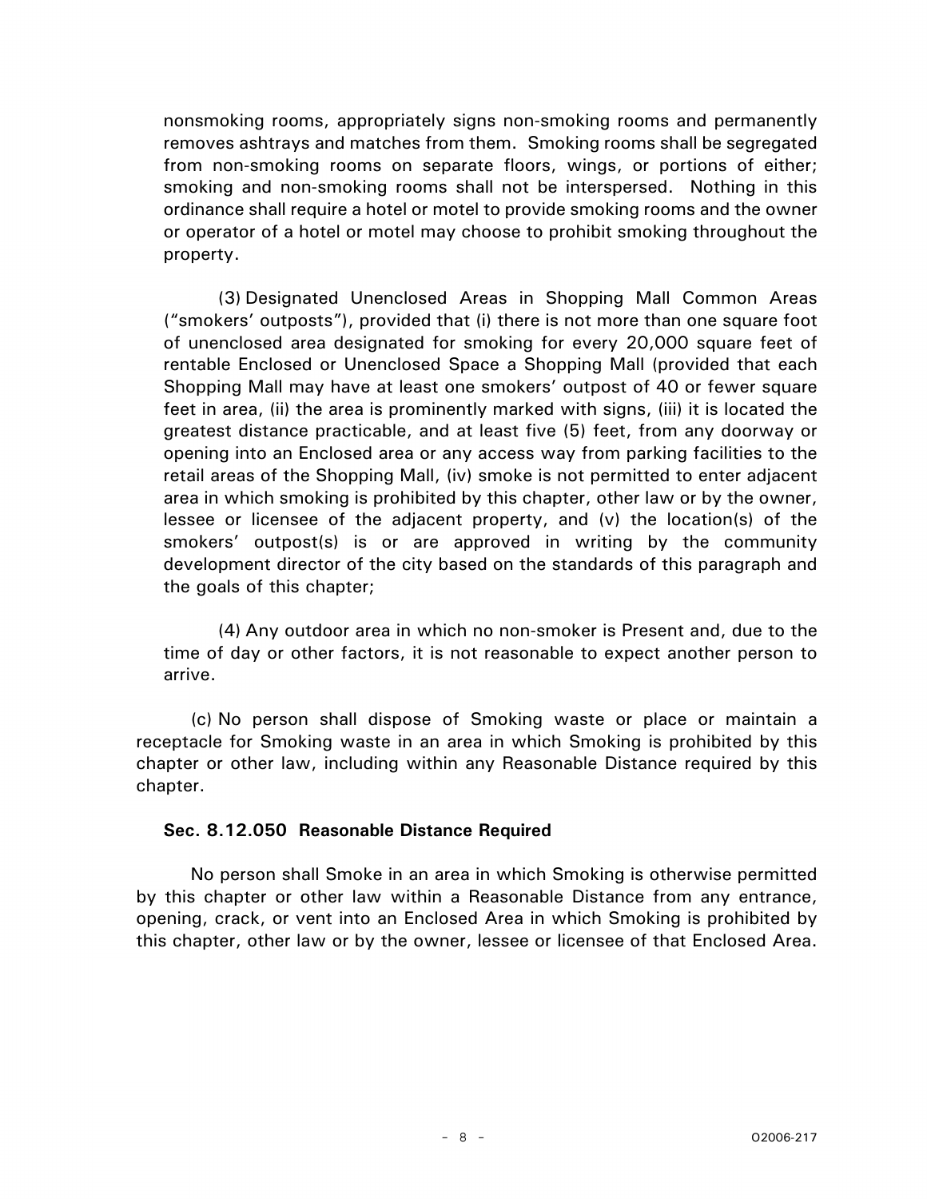nonsmoking rooms, appropriately signs non-smoking rooms and permanently removes ashtrays and matches from them. Smoking rooms shall be segregated from non-smoking rooms on separate floors, wings, or portions of either; smoking and non-smoking rooms shall not be interspersed. Nothing in this ordinance shall require a hotel or motel to provide smoking rooms and the owner or operator of a hotel or motel may choose to prohibit smoking throughout the property.

(3) Designated Unenclosed Areas in Shopping Mall Common Areas ("smokers' outposts"), provided that (i) there is not more than one square foot of unenclosed area designated for smoking for every 20,000 square feet of rentable Enclosed or Unenclosed Space a Shopping Mall (provided that each Shopping Mall may have at least one smokers' outpost of 40 or fewer square feet in area, (ii) the area is prominently marked with signs, (iii) it is located the greatest distance practicable, and at least five (5) feet, from any doorway or opening into an Enclosed area or any access way from parking facilities to the retail areas of the Shopping Mall, (iv) smoke is not permitted to enter adjacent area in which smoking is prohibited by this chapter, other law or by the owner, lessee or licensee of the adjacent property, and (v) the location(s) of the smokers' outpost(s) is or are approved in writing by the community development director of the city based on the standards of this paragraph and the goals of this chapter;

(4) Any outdoor area in which no non-smoker is Present and, due to the time of day or other factors, it is not reasonable to expect another person to arrive.

(c) No person shall dispose of Smoking waste or place or maintain a receptacle for Smoking waste in an area in which Smoking is prohibited by this chapter or other law, including within any Reasonable Distance required by this chapter.

### Sec. 8.12.050 Reasonable Distance Required

No person shall Smoke in an area in which Smoking is otherwise permitted by this chapter or other law within a Reasonable Distance from any entrance, opening, crack, or vent into an Enclosed Area in which Smoking is prohibited by this chapter, other law or by the owner, lessee or licensee of that Enclosed Area.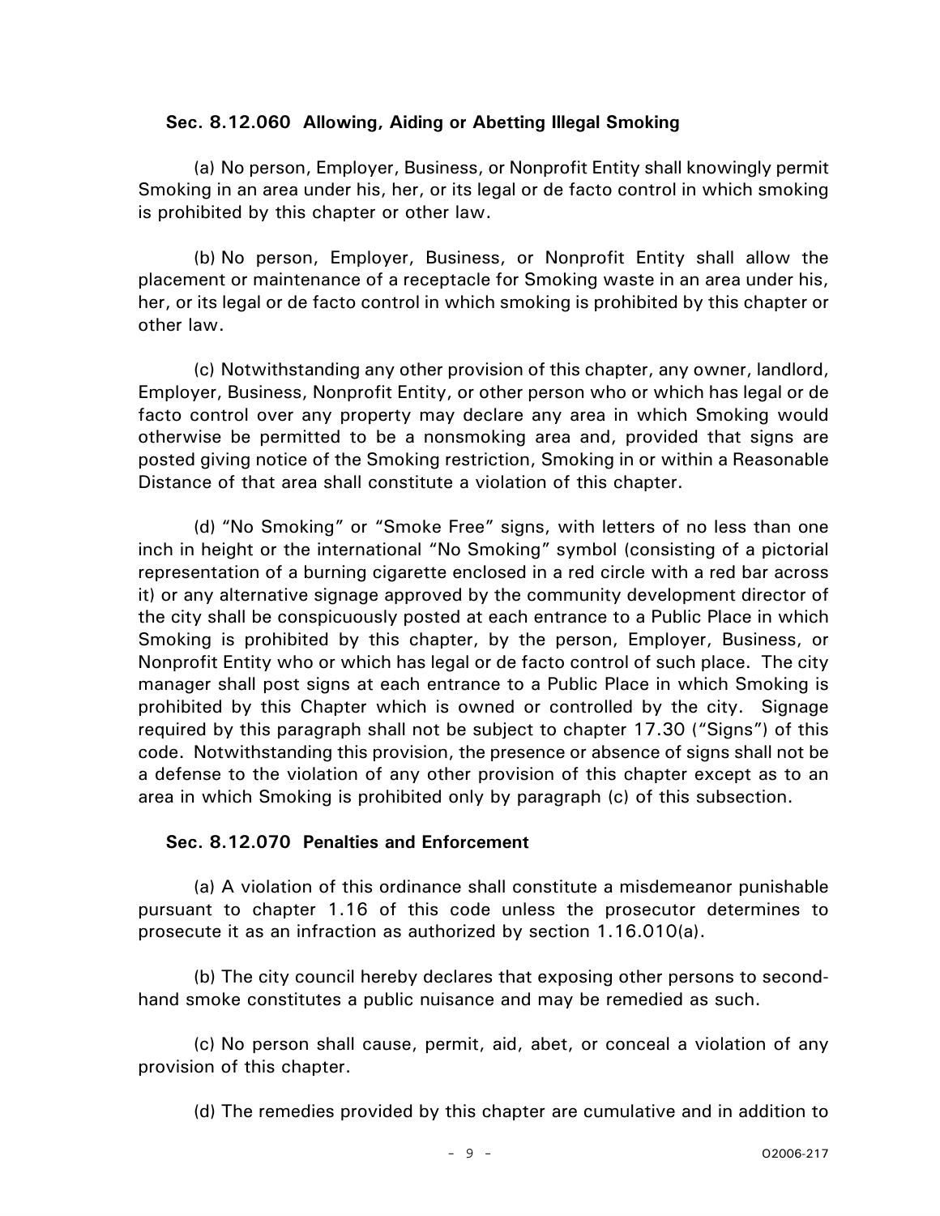### Sec. 8.12.060 Allowing, Aiding or Abetting Illegal Smoking

(a) No person, Employer, Business, or Nonprofit Entity shall knowingly permit Smoking in an area under his, her, or its legal or de facto control in which smoking is prohibited by this chapter or other law.

(b) No person, Employer, Business, or Nonprofit Entity shall allow the placement or maintenance of a receptacle for Smoking waste in an area under his, her, or its legal or de facto control in which smoking is prohibited by this chapter or other law.

(c) Notwithstanding any other provision of this chapter, any owner, landlord, Employer, Business, Nonprofit Entity, or other person who or which has legal or de facto control over any property may declare any area in which Smoking would otherwise be permitted to be a nonsmoking area and, provided that signs are posted giving notice of the Smoking restriction, Smoking in or within a Reasonable Distance of that area shall constitute a violation of this chapter.

(d) "No Smoking" or "Smoke Free" signs, with letters of no less than one inch in height or the international "No Smoking" symbol (consisting of a pictorial representation of a burning cigarette enclosed in a red circle with a red bar across it) or any alternative signage approved by the community development director of the city shall be conspicuously posted at each entrance to a Public Place in which Smoking is prohibited by this chapter, by the person, Employer, Business, or Nonprofit Entity who or which has legal or de facto control of such place. The city manager shall post signs at each entrance to a Public Place in which Smoking is prohibited by this Chapter which is owned or controlled by the city. Signage required by this paragraph shall not be subject to chapter 17.30 ("Signs") of this code. Notwithstanding this provision, the presence or absence of signs shall not be a defense to the violation of any other provision of this chapter except as to an area in which Smoking is prohibited only by paragraph (c) of this subsection.

### Sec. 8.12.070 Penalties and Enforcement

(a) A violation of this ordinance shall constitute a misdemeanor punishable pursuant to chapter 1.16 of this code unless the prosecutor determines to prosecute it as an infraction as authorized by section 1.16.010(a).

(b) The city council hereby declares that exposing other persons to second-hand smoke constitutes a public nuisance and may be remedied as such.

(c) No person shall cause, permit, aid, abet, or conceal a violation of any provision of this chapter.

(d) The remedies provided by this chapter are cumulative and in addition to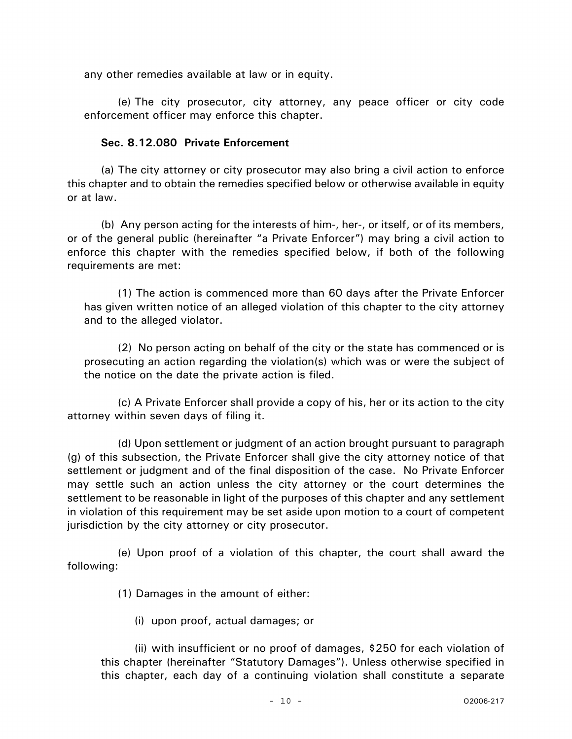any other remedies available at law or in equity.

(e) The city prosecutor, city attorney, any peace officer or city code enforcement officer may enforce this chapter.

**Sec. 8.12.080 Private Enforcement**

(a) The city attorney or city prosecutor may also bring a civil action to enforce this chapter and to obtain the remedies specified below or otherwise available in equity or at law.

(b) Any person acting for the interests of him-, her-, or itself, or of its members, or of the general public (hereinafter "a Private Enforcer") may bring a civil action to enforce this chapter with the remedies specified below, if both of the following requirements are met:

(1) The action is commenced more than 60 days after the Private Enforcer has given written notice of an alleged violation of this chapter to the city attorney and to the alleged violator.

(2) No person acting on behalf of the city or the state has commenced or is prosecuting an action regarding the violation(s) which was or were the subject of the notice on the date the private action is filed.

(c) A Private Enforcer shall provide a copy of his, her or its action to the city attorney within seven days of filing it.

(d) Upon settlement or judgment of an action brought pursuant to paragraph (g) of this subsection, the Private Enforcer shall give the city attorney notice of that settlement or judgment and of the final disposition of the case. No Private Enforcer may settle such an action unless the city attorney or the court determines the settlement to be reasonable in light of the purposes of this chapter and any settlement in violation of this requirement may be set aside upon motion to a court of competent jurisdiction by the city attorney or city prosecutor.

(e) Upon proof of a violation of this chapter, the court shall award the following:

(1) Damages in the amount of either:

(i) upon proof, actual damages; or

(ii) with insufficient or no proof of damages, $250 for each violation of this chapter (hereinafter "Statutory Damages"). Unless otherwise specified in this chapter, each day of a continuing violation shall constitute a separate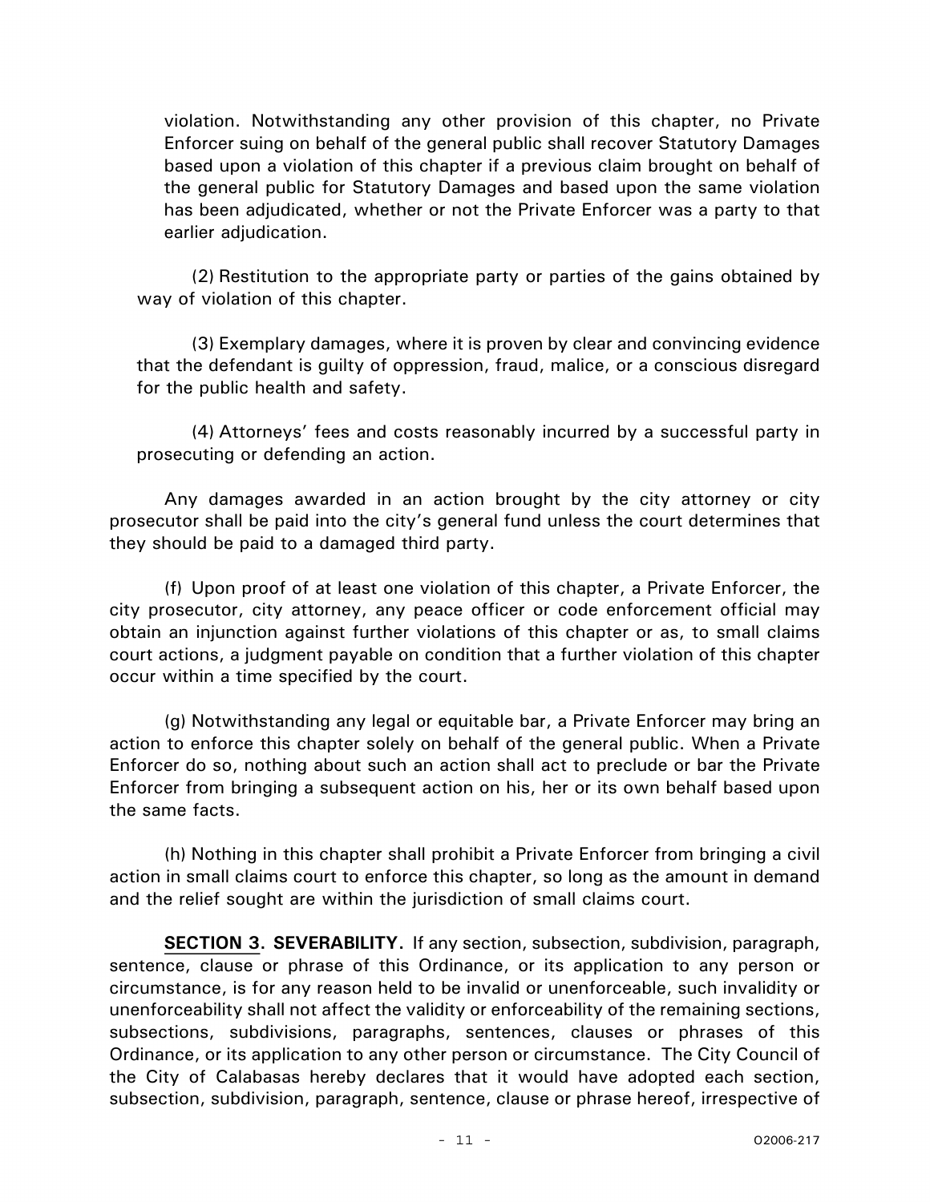violation. Notwithstanding any other provision of this chapter, no Private Enforcer suing on behalf of the general public shall recover Statutory Damages based upon a violation of this chapter if a previous claim brought on behalf of the general public for Statutory Damages and based upon the same violation has been adjudicated, whether or not the Private Enforcer was a party to that earlier adjudication.

(2) Restitution to the appropriate party or parties of the gains obtained by way of violation of this chapter.

(3) Exemplary damages, where it is proven by clear and convincing evidence that the defendant is guilty of oppression, fraud, malice, or a conscious disregard for the public health and safety.

(4) Attorneys' fees and costs reasonably incurred by a successful party in prosecuting or defending an action.

Any damages awarded in an action brought by the city attorney or city prosecutor shall be paid into the city's general fund unless the court determines that they should be paid to a damaged third party.

(f) Upon proof of at least one violation of this chapter, a Private Enforcer, the city prosecutor, city attorney, any peace officer or code enforcement official may obtain an injunction against further violations of this chapter or as, to small claims court actions, a judgment payable on condition that a further violation of this chapter occur within a time specified by the court.

(g) Notwithstanding any legal or equitable bar, a Private Enforcer may bring an action to enforce this chapter solely on behalf of the general public. When a Private Enforcer do so, nothing about such an action shall act to preclude or bar the Private Enforcer from bringing a subsequent action on his, her or its own behalf based upon the same facts.

(h) Nothing in this chapter shall prohibit a Private Enforcer from bringing a civil action in small claims court to enforce this chapter, so long as the amount in demand and the relief sought are within the jurisdiction of small claims court.

**SECTION 3. SEVERABILITY.** If any section, subsection, subdivision, paragraph, sentence, clause or phrase of this Ordinance, or its application to any person or circumstance, is for any reason held to be invalid or unenforceable, such invalidity or unenforceability shall not affect the validity or enforceability of the remaining sections, subsections, subdivisions, paragraphs, sentences, clauses or phrases of this Ordinance, or its application to any other person or circumstance. The City Council of the City of Calabasas hereby declares that it would have adopted each section, subsection, subdivision, paragraph, sentence, clause or phrase hereof, irrespective of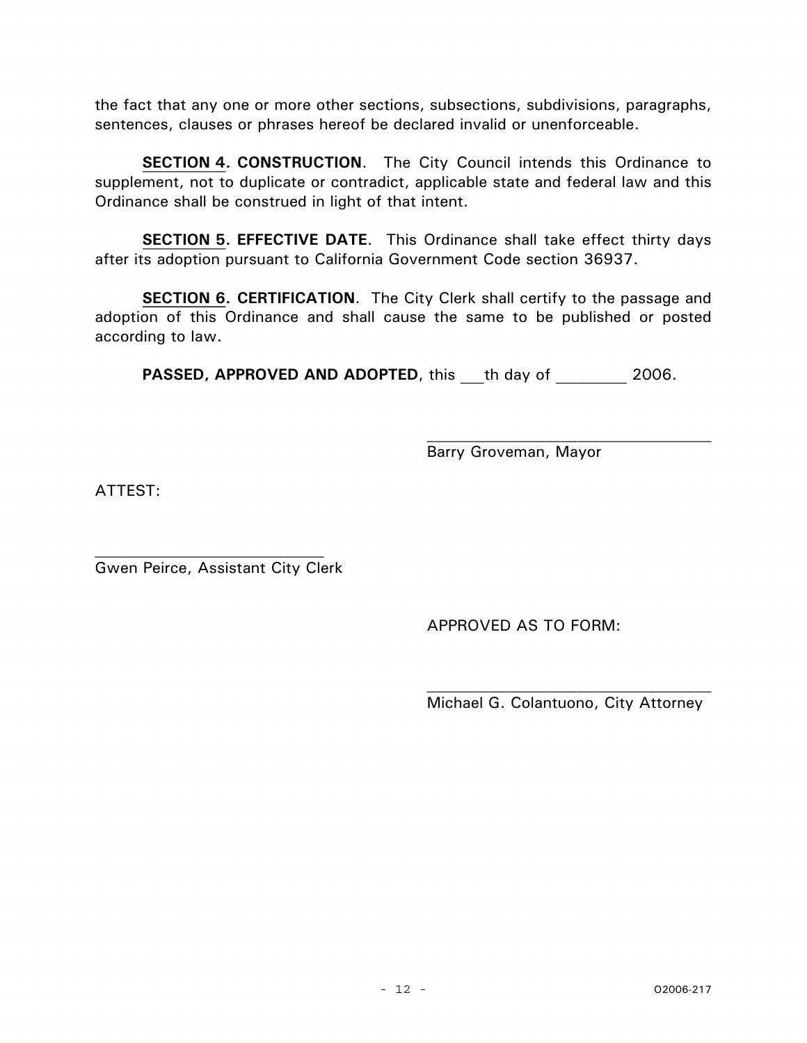the fact that any one or more other sections, subsections, subdivisions, paragraphs, sentences, clauses or phrases hereof be declared invalid or unenforceable.

**SECTION 4. CONSTRUCTION**. The City Council intends this Ordinance to supplement, not to duplicate or contradict, applicable state and federal law and this Ordinance shall be construed in light of that intent.

**SECTION 5. EFFECTIVE DATE**. This Ordinance shall take effect thirty days after its adoption pursuant to California Government Code section 36937.

**SECTION 6. CERTIFICATION**. The City Clerk shall certify to the passage and adoption of this Ordinance and shall cause the same to be published or posted according to law.

**PASSED, APPROVED AND ADOPTED**, this ___th day of ________ 2006.

_________________________________
Barry Groveman, Mayor

ATTEST:

__________________________
Gwen Peirce, Assistant City Clerk

APPROVED AS TO FORM:

_________________________________
Michael G. Colantuono, City Attorney

O2006-217